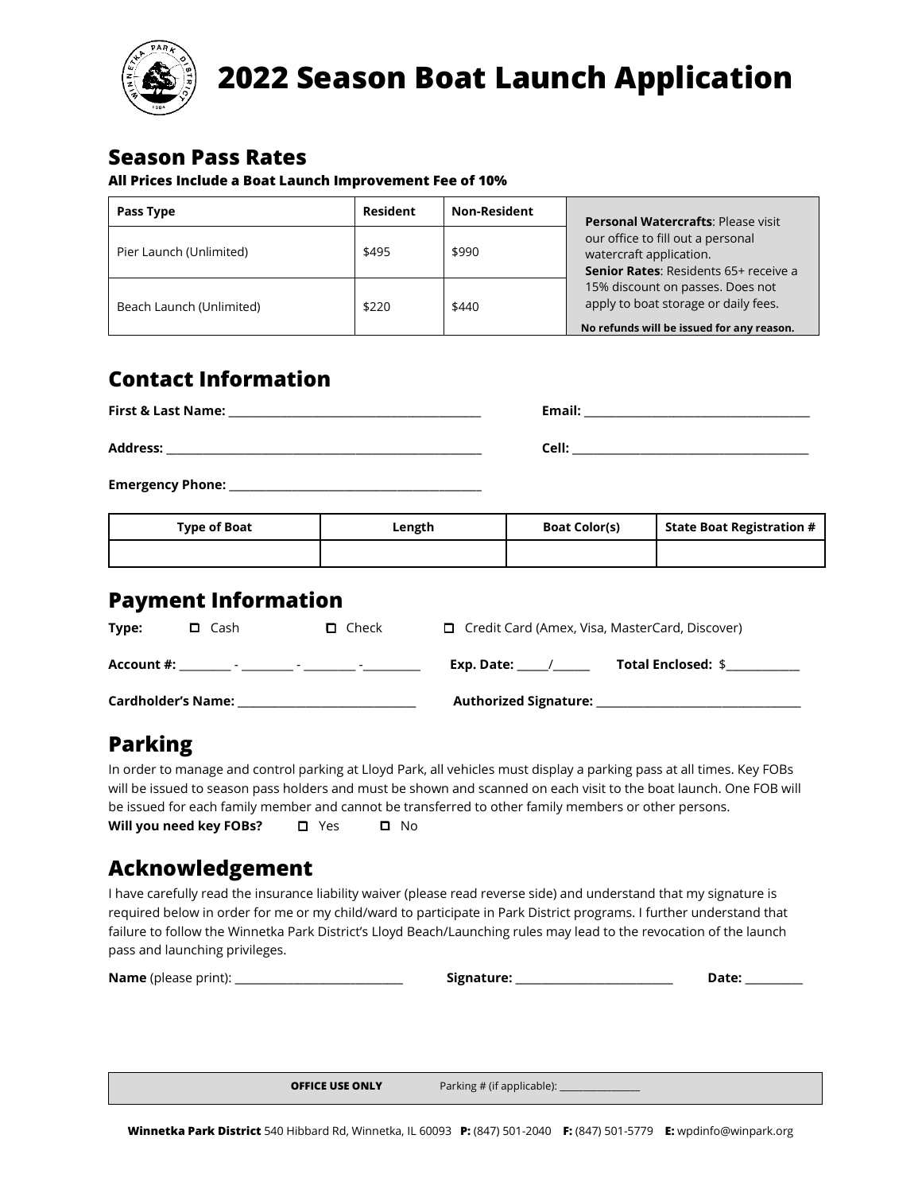# 2022 Season Boat Launch Application

## Season Pass Rates

**All Prices Include a Boat Launch Improvement Fee of 10%**

| Pass Type | Resident | Non-Resident |
|---|---|---|
| Pier Launch (Unlimited) | $495 | $990 |
| Beach Launch (Unlimited) | $220 | $440 |

**Personal Watercrafts**: Please visit our office to fill out a personal watercraft application.
**Senior Rates**: Residents 65+ receive a 15% discount on passes. Does not apply to boat storage or daily fees.
**No refunds will be issued for any reason.**

## Contact Information

**First & Last Name:** ___________________________________________ **Email:** ______________________________________

**Address:** _____________________________________________________ **Cell:** ________________________________________

**Emergency Phone:** ___________________________________________

| Type of Boat | Length | Boat Color(s) | State Boat Registration # |
|---|---|---|---|
| | | | |

## Payment Information

**Type:** ☐ Cash ☐ Check ☐ Credit Card (Amex, Visa, MasterCard, Discover)

**Account #:** _________ - _________ - _________ - __________ **Exp. Date:** _____/______ **Total Enclosed:** $____________

**Cardholder's Name:** ______________________________ **Authorized Signature:** __________________________________

## Parking

In order to manage and control parking at Lloyd Park, all vehicles must display a parking pass at all times. Key FOBs will be issued to season pass holders and must be shown and scanned on each visit to the boat launch. One FOB will be issued for each family member and cannot be transferred to other family members or other persons.

**Will you need key FOBs?** ☐ Yes ☐ No

## Acknowledgement

I have carefully read the insurance liability waiver (please read reverse side) and understand that my signature is required below in order for me or my child/ward to participate in Park District programs. I further understand that failure to follow the Winnetka Park District's Lloyd Beach/Launching rules may lead to the revocation of the launch pass and launching privileges.

**Name** (please print): ____________________________ **Signature:** ___________________________ **Date:** __________

**OFFICE USE ONLY** Parking # (if applicable): _________________

**Winnetka Park District** 540 Hibbard Rd, Winnetka, IL 60093 **P:** (847) 501-2040 **F:** (847) 501-5779 **E:** wpdinfo@winpark.org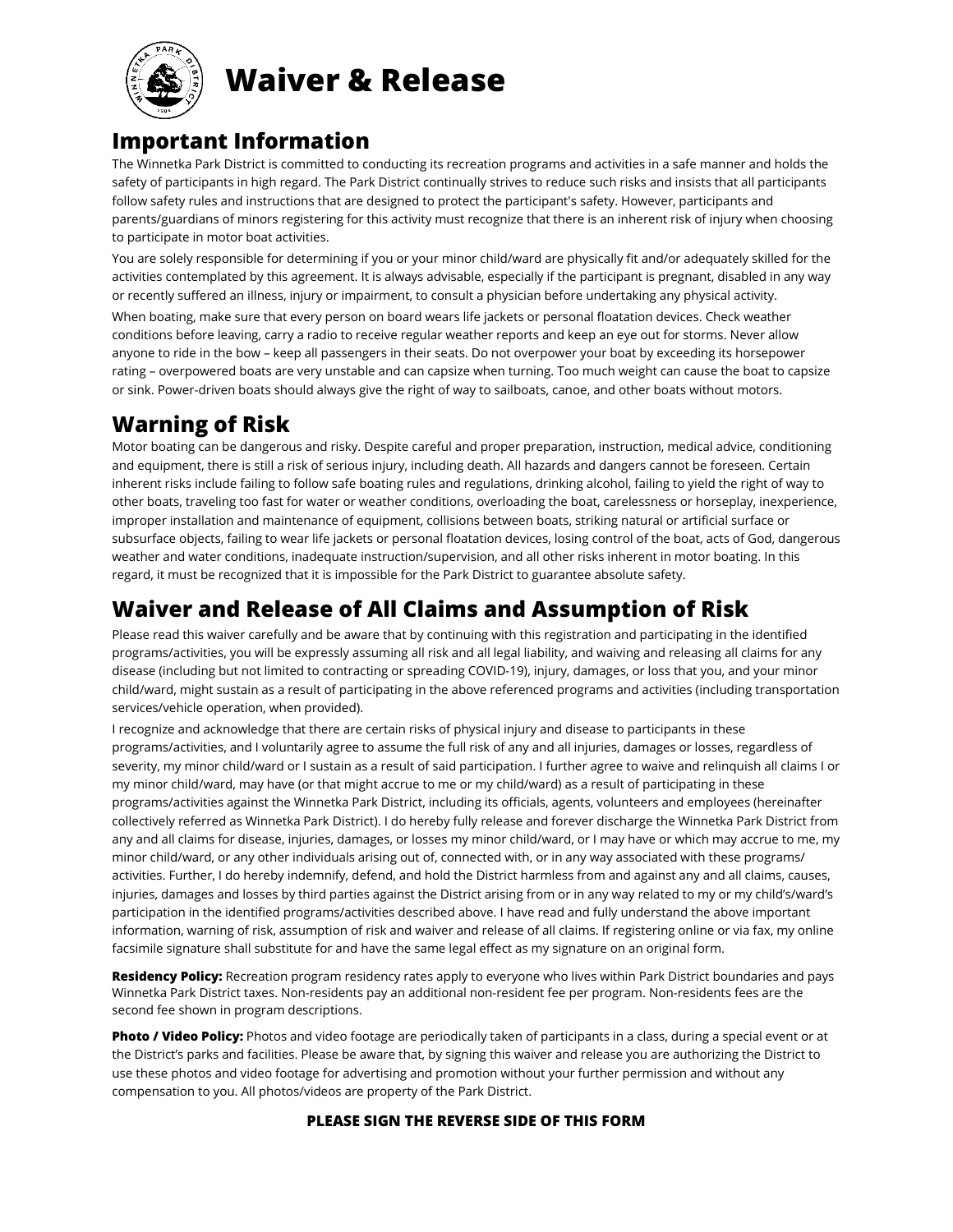# Waiver & Release

## Important Information

The Winnetka Park District is committed to conducting its recreation programs and activities in a safe manner and holds the safety of participants in high regard. The Park District continually strives to reduce such risks and insists that all participants follow safety rules and instructions that are designed to protect the participant's safety. However, participants and parents/guardians of minors registering for this activity must recognize that there is an inherent risk of injury when choosing to participate in motor boat activities.

You are solely responsible for determining if you or your minor child/ward are physically fit and/or adequately skilled for the activities contemplated by this agreement. It is always advisable, especially if the participant is pregnant, disabled in any way or recently suffered an illness, injury or impairment, to consult a physician before undertaking any physical activity.

When boating, make sure that every person on board wears life jackets or personal floatation devices. Check weather conditions before leaving, carry a radio to receive regular weather reports and keep an eye out for storms. Never allow anyone to ride in the bow – keep all passengers in their seats. Do not overpower your boat by exceeding its horsepower rating – overpowered boats are very unstable and can capsize when turning. Too much weight can cause the boat to capsize or sink. Power-driven boats should always give the right of way to sailboats, canoe, and other boats without motors.

## Warning of Risk

Motor boating can be dangerous and risky. Despite careful and proper preparation, instruction, medical advice, conditioning and equipment, there is still a risk of serious injury, including death. All hazards and dangers cannot be foreseen. Certain inherent risks include failing to follow safe boating rules and regulations, drinking alcohol, failing to yield the right of way to other boats, traveling too fast for water or weather conditions, overloading the boat, carelessness or horseplay, inexperience, improper installation and maintenance of equipment, collisions between boats, striking natural or artificial surface or subsurface objects, failing to wear life jackets or personal floatation devices, losing control of the boat, acts of God, dangerous weather and water conditions, inadequate instruction/supervision, and all other risks inherent in motor boating. In this regard, it must be recognized that it is impossible for the Park District to guarantee absolute safety.

## Waiver and Release of All Claims and Assumption of Risk

Please read this waiver carefully and be aware that by continuing with this registration and participating in the identified programs/activities, you will be expressly assuming all risk and all legal liability, and waiving and releasing all claims for any disease (including but not limited to contracting or spreading COVID-19), injury, damages, or loss that you, and your minor child/ward, might sustain as a result of participating in the above referenced programs and activities (including transportation services/vehicle operation, when provided).

I recognize and acknowledge that there are certain risks of physical injury and disease to participants in these programs/activities, and I voluntarily agree to assume the full risk of any and all injuries, damages or losses, regardless of severity, my minor child/ward or I sustain as a result of said participation. I further agree to waive and relinquish all claims I or my minor child/ward, may have (or that might accrue to me or my child/ward) as a result of participating in these programs/activities against the Winnetka Park District, including its officials, agents, volunteers and employees (hereinafter collectively referred as Winnetka Park District). I do hereby fully release and forever discharge the Winnetka Park District from any and all claims for disease, injuries, damages, or losses my minor child/ward, or I may have or which may accrue to me, my minor child/ward, or any other individuals arising out of, connected with, or in any way associated with these programs/ activities. Further, I do hereby indemnify, defend, and hold the District harmless from and against any and all claims, causes, injuries, damages and losses by third parties against the District arising from or in any way related to my or my child's/ward's participation in the identified programs/activities described above. I have read and fully understand the above important information, warning of risk, assumption of risk and waiver and release of all claims. If registering online or via fax, my online facsimile signature shall substitute for and have the same legal effect as my signature on an original form.

**Residency Policy:** Recreation program residency rates apply to everyone who lives within Park District boundaries and pays Winnetka Park District taxes. Non-residents pay an additional non-resident fee per program. Non-residents fees are the second fee shown in program descriptions.

**Photo / Video Policy:** Photos and video footage are periodically taken of participants in a class, during a special event or at the District's parks and facilities. Please be aware that, by signing this waiver and release you are authorizing the District to use these photos and video footage for advertising and promotion without your further permission and without any compensation to you. All photos/videos are property of the Park District.

**PLEASE SIGN THE REVERSE SIDE OF THIS FORM**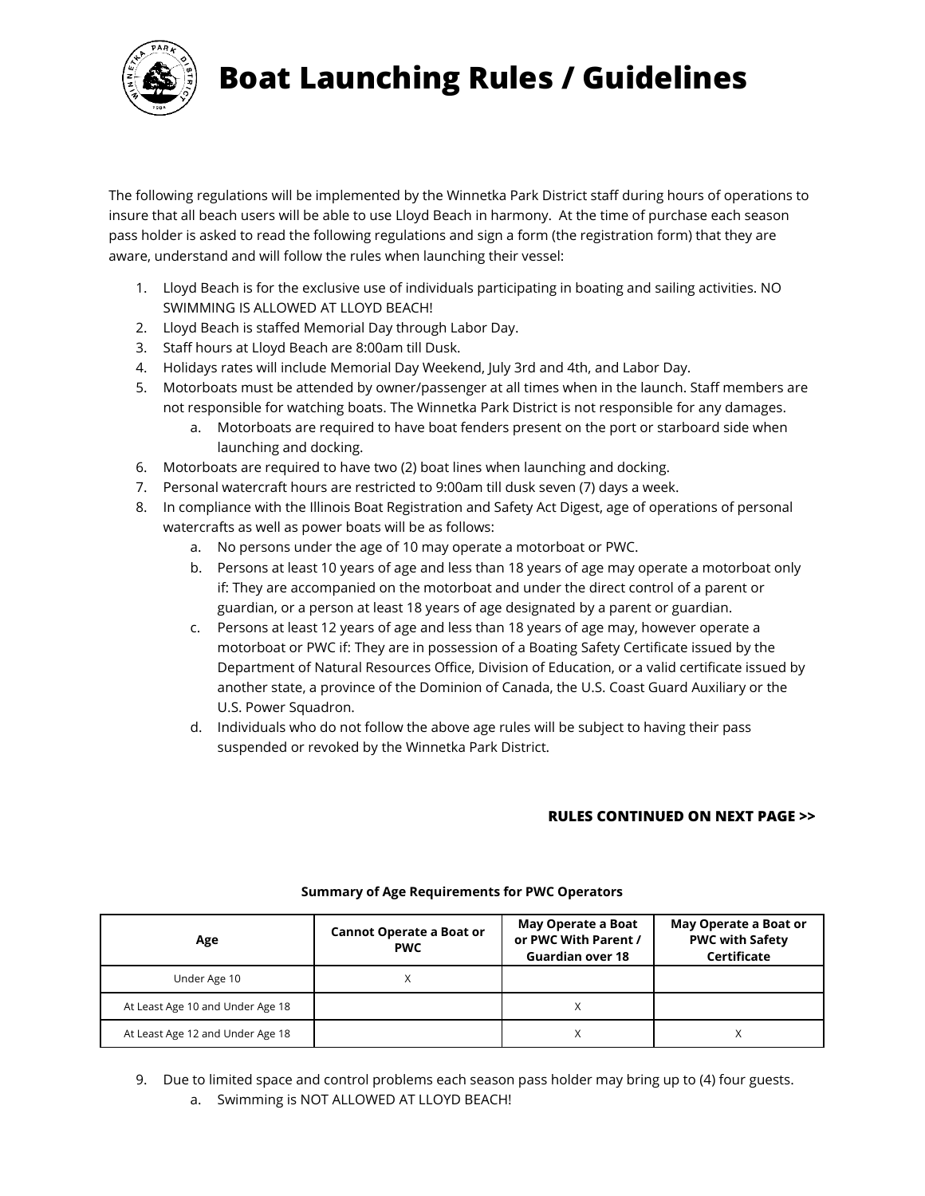# Boat Launching Rules / Guidelines

The following regulations will be implemented by the Winnetka Park District staff during hours of operations to insure that all beach users will be able to use Lloyd Beach in harmony. At the time of purchase each season pass holder is asked to read the following regulations and sign a form (the registration form) that they are aware, understand and will follow the rules when launching their vessel:

1. Lloyd Beach is for the exclusive use of individuals participating in boating and sailing activities. NO SWIMMING IS ALLOWED AT LLOYD BEACH!
2. Lloyd Beach is staffed Memorial Day through Labor Day.
3. Staff hours at Lloyd Beach are 8:00am till Dusk.
4. Holidays rates will include Memorial Day Weekend, July 3rd and 4th, and Labor Day.
5. Motorboats must be attended by owner/passenger at all times when in the launch. Staff members are not responsible for watching boats. The Winnetka Park District is not responsible for any damages.
   a. Motorboats are required to have boat fenders present on the port or starboard side when launching and docking.
6. Motorboats are required to have two (2) boat lines when launching and docking.
7. Personal watercraft hours are restricted to 9:00am till dusk seven (7) days a week.
8. In compliance with the Illinois Boat Registration and Safety Act Digest, age of operations of personal watercrafts as well as power boats will be as follows:
   a. No persons under the age of 10 may operate a motorboat or PWC.
   b. Persons at least 10 years of age and less than 18 years of age may operate a motorboat only if: They are accompanied on the motorboat and under the direct control of a parent or guardian, or a person at least 18 years of age designated by a parent or guardian.
   c. Persons at least 12 years of age and less than 18 years of age may, however operate a motorboat or PWC if: They are in possession of a Boating Safety Certificate issued by the Department of Natural Resources Office, Division of Education, or a valid certificate issued by another state, a province of the Dominion of Canada, the U.S. Coast Guard Auxiliary or the U.S. Power Squadron.
   d. Individuals who do not follow the above age rules will be subject to having their pass suspended or revoked by the Winnetka Park District.

**RULES CONTINUED ON NEXT PAGE >>**

**Summary of Age Requirements for PWC Operators**

| Age | Cannot Operate a Boat or PWC | May Operate a Boat or PWC With Parent / Guardian over 18 | May Operate a Boat or PWC with Safety Certificate |
|---|---|---|---|
| Under Age 10 | X | | |
| At Least Age 10 and Under Age 18 | | X | |
| At Least Age 12 and Under Age 18 | | X | X |

9. Due to limited space and control problems each season pass holder may bring up to (4) four guests.
   a. Swimming is NOT ALLOWED AT LLOYD BEACH!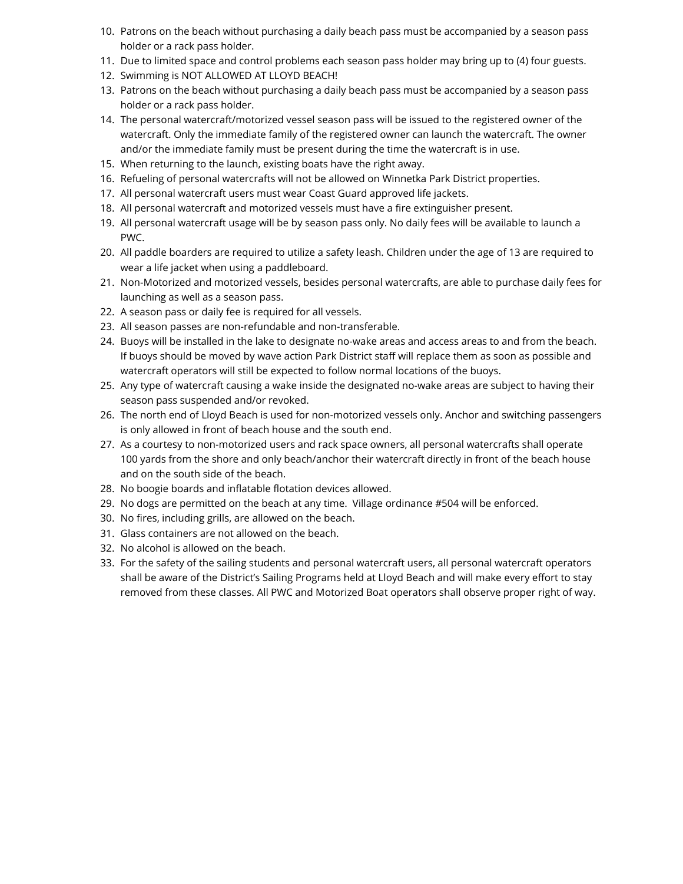10. Patrons on the beach without purchasing a daily beach pass must be accompanied by a season pass holder or a rack pass holder.
11. Due to limited space and control problems each season pass holder may bring up to (4) four guests.
12. Swimming is NOT ALLOWED AT LLOYD BEACH!
13. Patrons on the beach without purchasing a daily beach pass must be accompanied by a season pass holder or a rack pass holder.
14. The personal watercraft/motorized vessel season pass will be issued to the registered owner of the watercraft. Only the immediate family of the registered owner can launch the watercraft. The owner and/or the immediate family must be present during the time the watercraft is in use.
15. When returning to the launch, existing boats have the right away.
16. Refueling of personal watercrafts will not be allowed on Winnetka Park District properties.
17. All personal watercraft users must wear Coast Guard approved life jackets.
18. All personal watercraft and motorized vessels must have a fire extinguisher present.
19. All personal watercraft usage will be by season pass only. No daily fees will be available to launch a PWC.
20. All paddle boarders are required to utilize a safety leash. Children under the age of 13 are required to wear a life jacket when using a paddleboard.
21. Non-Motorized and motorized vessels, besides personal watercrafts, are able to purchase daily fees for launching as well as a season pass.
22. A season pass or daily fee is required for all vessels.
23. All season passes are non-refundable and non-transferable.
24. Buoys will be installed in the lake to designate no-wake areas and access areas to and from the beach. If buoys should be moved by wave action Park District staff will replace them as soon as possible and watercraft operators will still be expected to follow normal locations of the buoys.
25. Any type of watercraft causing a wake inside the designated no-wake areas are subject to having their season pass suspended and/or revoked.
26. The north end of Lloyd Beach is used for non-motorized vessels only. Anchor and switching passengers is only allowed in front of beach house and the south end.
27. As a courtesy to non-motorized users and rack space owners, all personal watercrafts shall operate 100 yards from the shore and only beach/anchor their watercraft directly in front of the beach house and on the south side of the beach.
28. No boogie boards and inflatable flotation devices allowed.
29. No dogs are permitted on the beach at any time. Village ordinance #504 will be enforced.
30. No fires, including grills, are allowed on the beach.
31. Glass containers are not allowed on the beach.
32. No alcohol is allowed on the beach.
33. For the safety of the sailing students and personal watercraft users, all personal watercraft operators shall be aware of the District's Sailing Programs held at Lloyd Beach and will make every effort to stay removed from these classes. All PWC and Motorized Boat operators shall observe proper right of way.